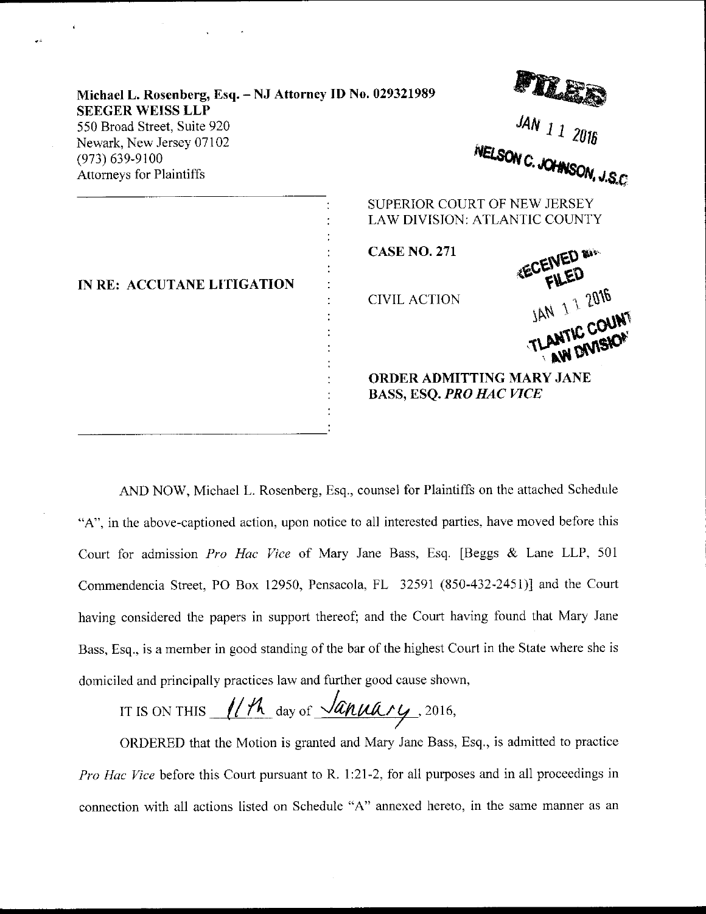Michael L. Rosenberg, Esq. – NJ Attorney ID No. 029321989
**SEEGER WEISS LLP**
550 Broad Street, Suite 920
Newark, New Jersey 07102
(973) 639-9100
Attorneys for Plaintiffs

FILED
JAN 11 2016
NELSON C. JOHNSON, J.S.C.

**IN RE: ACCUTANE LITIGATION**

SUPERIOR COURT OF NEW JERSEY
LAW DIVISION: ATLANTIC COUNTY

**CASE NO. 271**

CIVIL ACTION

RECEIVED and FILED
JAN 11 2016
ATLANTIC COUNTY
LAW DIVISION

**ORDER ADMITTING MARY JANE BASS, ESQ. *PRO HAC VICE***

AND NOW, Michael L. Rosenberg, Esq., counsel for Plaintiffs on the attached Schedule "A", in the above-captioned action, upon notice to all interested parties, have moved before this Court for admission *Pro Hac Vice* of Mary Jane Bass, Esq. [Beggs & Lane LLP, 501 Commendencia Street, PO Box 12950, Pensacola, FL 32591 (850-432-2451)] and the Court having considered the papers in support thereof; and the Court having found that Mary Jane Bass, Esq., is a member in good standing of the bar of the highest Court in the State where she is domiciled and principally practices law and further good cause shown,

IT IS ON THIS 11th day of January, 2016,

ORDERED that the Motion is granted and Mary Jane Bass, Esq., is admitted to practice *Pro Hac Vice* before this Court pursuant to R. 1:21-2, for all purposes and in all proceedings in connection with all actions listed on Schedule "A" annexed hereto, in the same manner as an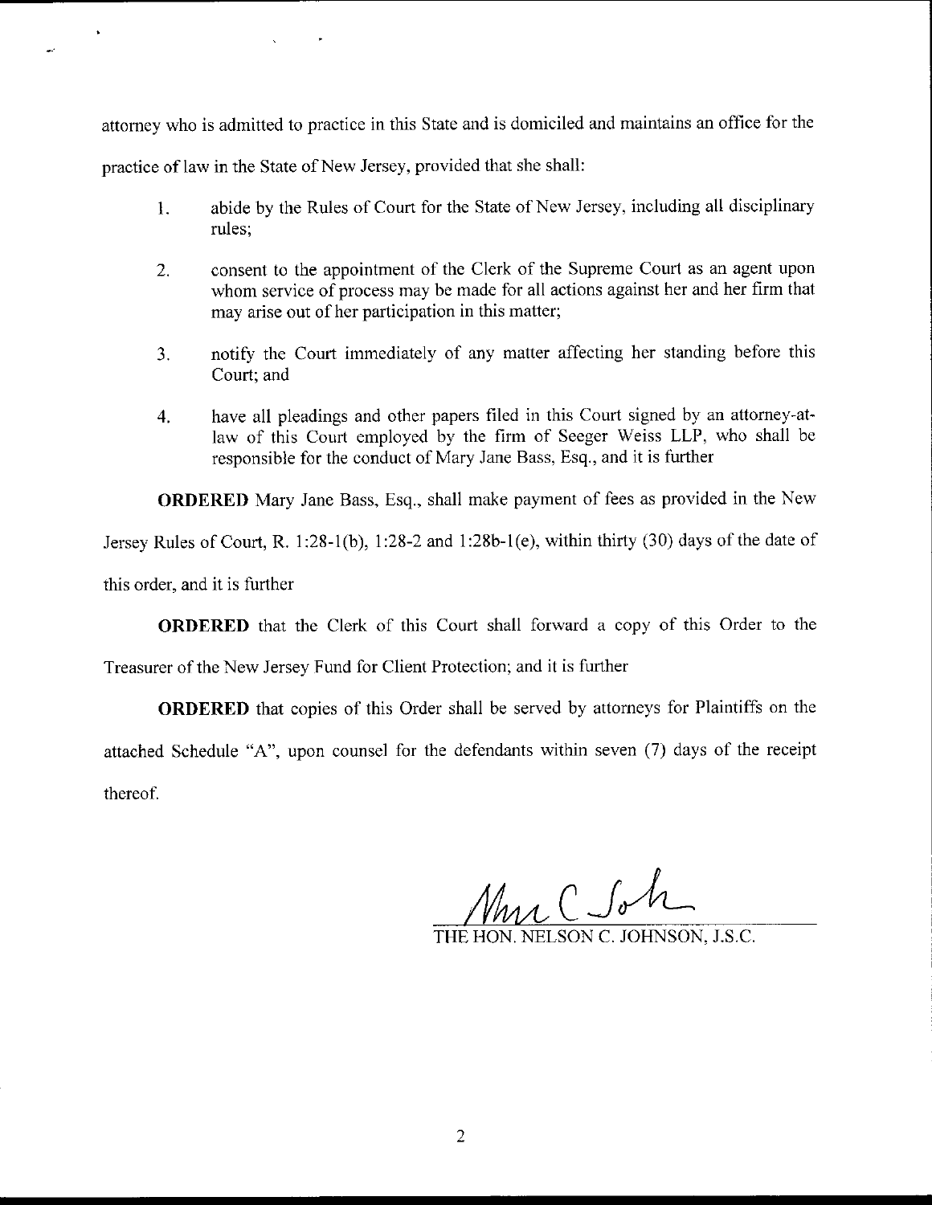attorney who is admitted to practice in this State and is domiciled and maintains an office for the practice of law in the State of New Jersey, provided that she shall:

1. abide by the Rules of Court for the State of New Jersey, including all disciplinary rules;

2. consent to the appointment of the Clerk of the Supreme Court as an agent upon whom service of process may be made for all actions against her and her firm that may arise out of her participation in this matter;

3. notify the Court immediately of any matter affecting her standing before this Court; and

4. have all pleadings and other papers filed in this Court signed by an attorney-at-law of this Court employed by the firm of Seeger Weiss LLP, who shall be responsible for the conduct of Mary Jane Bass, Esq., and it is further

**ORDERED** Mary Jane Bass, Esq., shall make payment of fees as provided in the New Jersey Rules of Court, R. 1:28-1(b), 1:28-2 and 1:28b-1(e), within thirty (30) days of the date of this order, and it is further

**ORDERED** that the Clerk of this Court shall forward a copy of this Order to the Treasurer of the New Jersey Fund for Client Protection; and it is further

**ORDERED** that copies of this Order shall be served by attorneys for Plaintiffs on the attached Schedule "A", upon counsel for the defendants within seven (7) days of the receipt thereof.

THE HON. NELSON C. JOHNSON, J.S.C.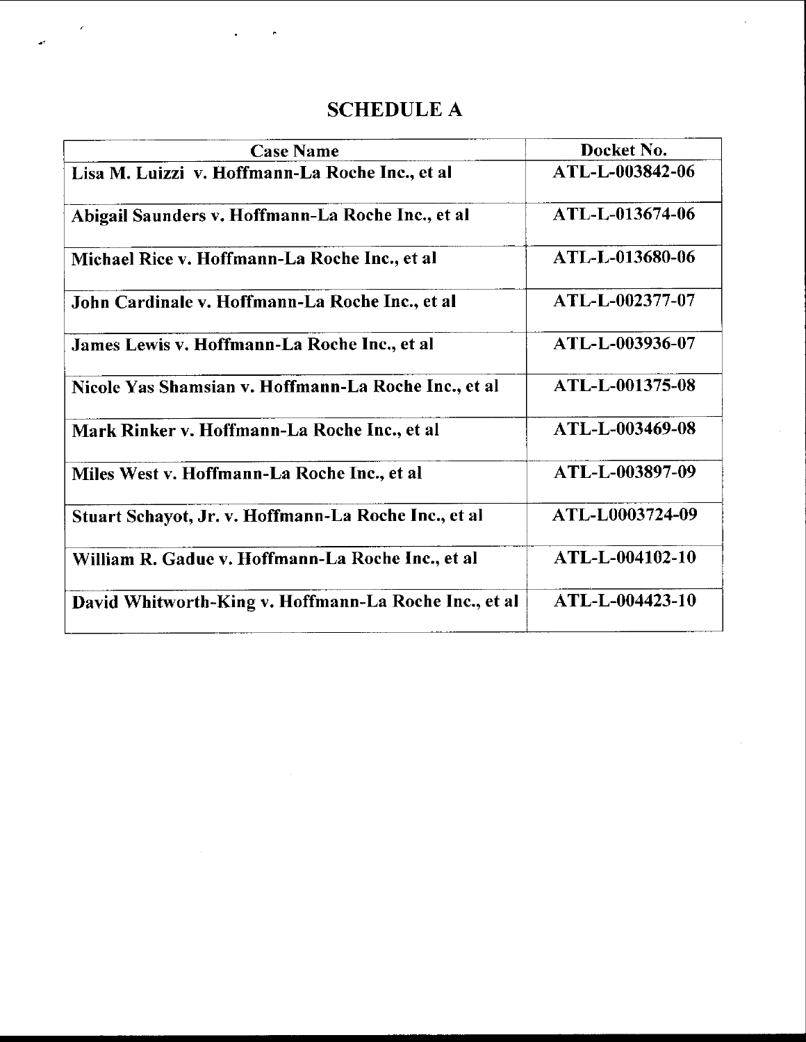# SCHEDULE A

| Case Name | Docket No. |
|---|---|
| Lisa M. Luizzi v. Hoffmann-La Roche Inc., et al | ATL-L-003842-06 |
| Abigail Saunders v. Hoffmann-La Roche Inc., et al | ATL-L-013674-06 |
| Michael Rice v. Hoffmann-La Roche Inc., et al | ATL-L-013680-06 |
| John Cardinale v. Hoffmann-La Roche Inc., et al | ATL-L-002377-07 |
| James Lewis v. Hoffmann-La Roche Inc., et al | ATL-L-003936-07 |
| Nicole Yas Shamsian v. Hoffmann-La Roche Inc., et al | ATL-L-001375-08 |
| Mark Rinker v. Hoffmann-La Roche Inc., et al | ATL-L-003469-08 |
| Miles West v. Hoffmann-La Roche Inc., et al | ATL-L-003897-09 |
| Stuart Schayot, Jr. v. Hoffmann-La Roche Inc., et al | ATL-L0003724-09 |
| William R. Gadue v. Hoffmann-La Roche Inc., et al | ATL-L-004102-10 |
| David Whitworth-King v. Hoffmann-La Roche Inc., et al | ATL-L-004423-10 |